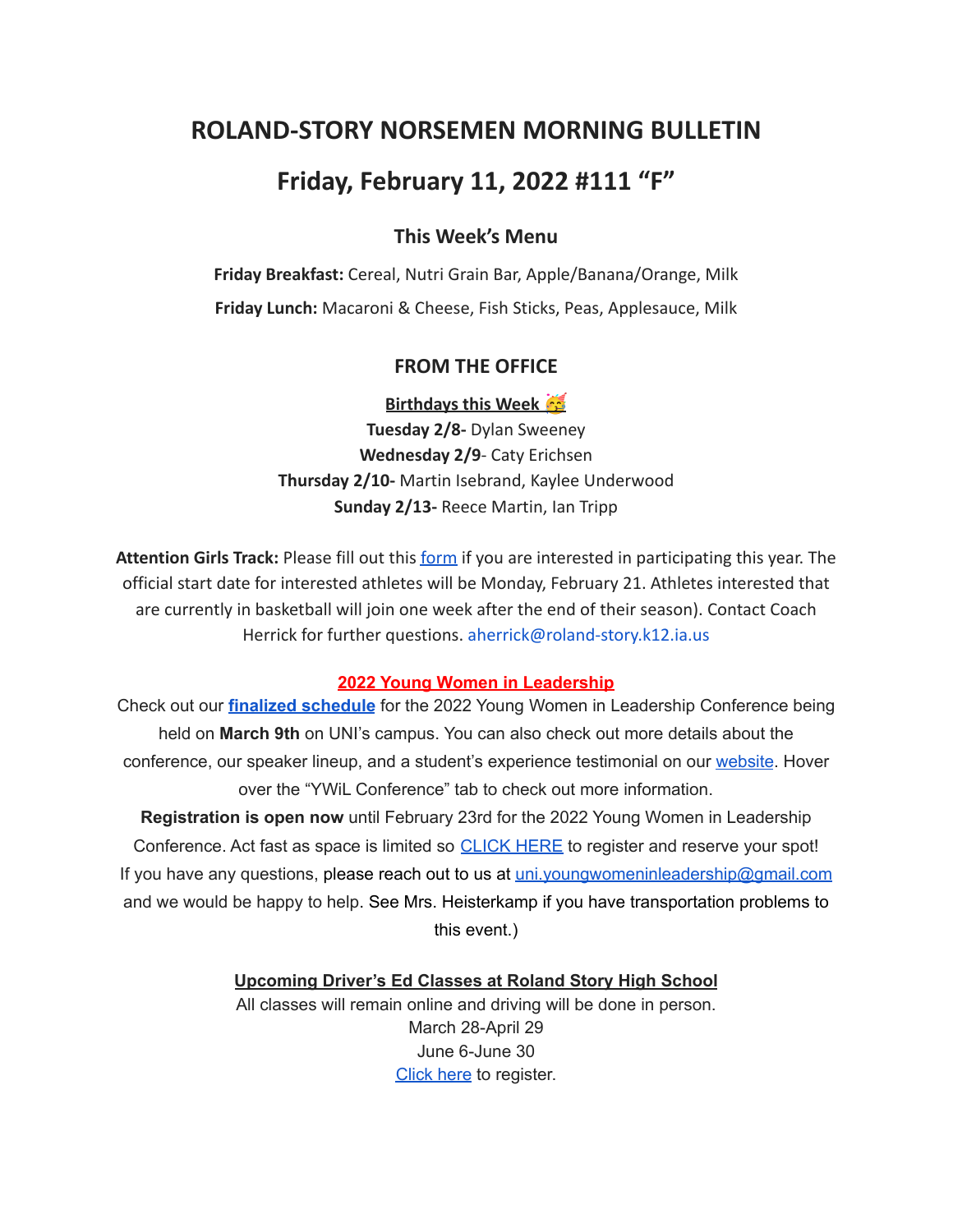# ROLAND-STORY NORSEMEN MORNING BULLETIN

## Friday, February 11, 2022 #111 "F"

### This Week's Menu

**Friday Breakfast:** Cereal, Nutri Grain Bar, Apple/Banana/Orange, Milk

**Friday Lunch:** Macaroni & Cheese, Fish Sticks, Peas, Applesauce, Milk

### FROM THE OFFICE

**Birthdays this Week 🥳**

**Tuesday 2/8-** Dylan Sweeney
**Wednesday 2/9**- Caty Erichsen
**Thursday 2/10-** Martin Isebrand, Kaylee Underwood
**Sunday 2/13-** Reece Martin, Ian Tripp

**Attention Girls Track:** Please fill out this form if you are interested in participating this year. The official start date for interested athletes will be Monday, February 21. Athletes interested that are currently in basketball will join one week after the end of their season). Contact Coach Herrick for further questions. aherrick@roland-story.k12.ia.us

**2022 Young Women in Leadership**

Check out our **finalized schedule** for the 2022 Young Women in Leadership Conference being held on **March 9th** on UNI's campus. You can also check out more details about the conference, our speaker lineup, and a student's experience testimonial on our website. Hover over the "YWiL Conference" tab to check out more information.

**Registration is open now** until February 23rd for the 2022 Young Women in Leadership Conference. Act fast as space is limited so CLICK HERE to register and reserve your spot! If you have any questions, please reach out to us at uni.youngwomeninleadership@gmail.com and we would be happy to help. See Mrs. Heisterkamp if you have transportation problems to this event.)

**Upcoming Driver's Ed Classes at Roland Story High School**

All classes will remain online and driving will be done in person.
March 28-April 29
June 6-June 30
Click here to register.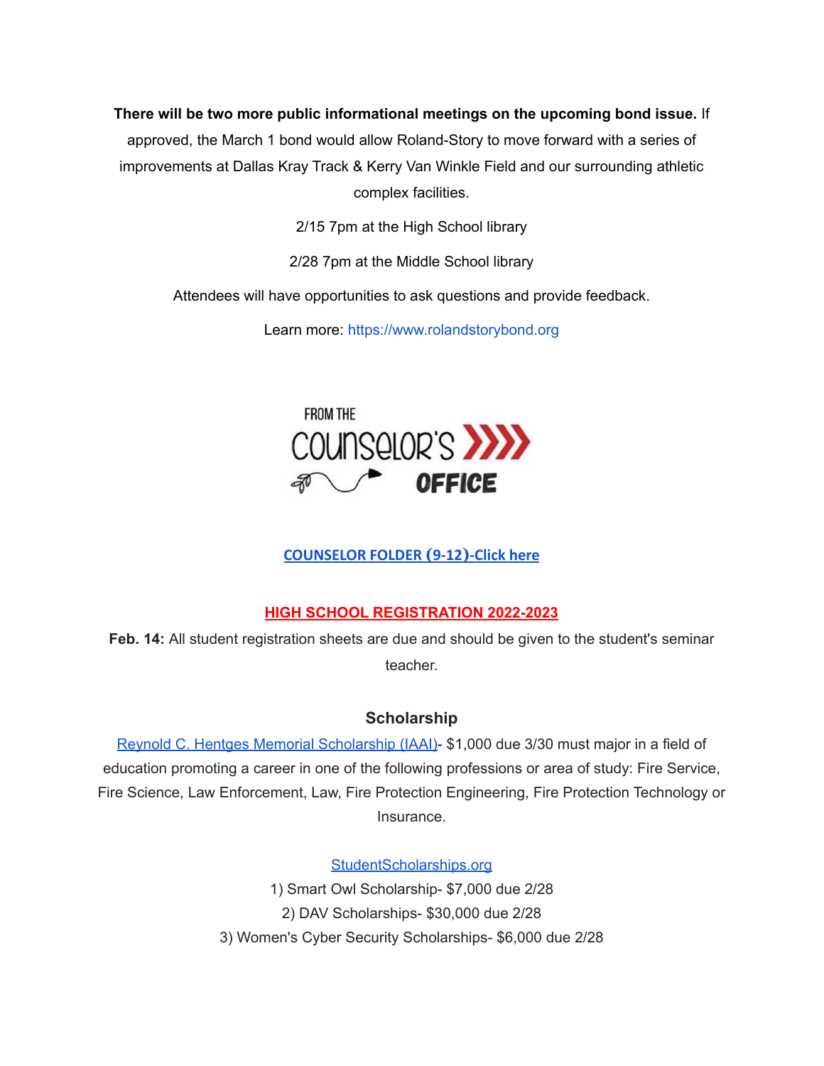**There will be two more public informational meetings on the upcoming bond issue.** If approved, the March 1 bond would allow Roland-Story to move forward with a series of improvements at Dallas Kray Track & Kerry Van Winkle Field and our surrounding athletic complex facilities.

2/15 7pm at the High School library

2/28 7pm at the Middle School library

Attendees will have opportunities to ask questions and provide feedback.

Learn more: https://www.rolandstorybond.org

FROM THE COUNSELOR'S OFFICE

**COUNSELOR FOLDER (9-12)-Click here**

**HIGH SCHOOL REGISTRATION 2022-2023**

**Feb. 14:** All student registration sheets are due and should be given to the student's seminar teacher.

### Scholarship

Reynold C. Hentges Memorial Scholarship (IAAI)- $1,000 due 3/30 must major in a field of education promoting a career in one of the following professions or area of study: Fire Service, Fire Science, Law Enforcement, Law, Fire Protection Engineering, Fire Protection Technology or Insurance.

StudentScholarships.org

1) Smart Owl Scholarship- $7,000 due 2/28
2) DAV Scholarships- $30,000 due 2/28
3) Women's Cyber Security Scholarships- $6,000 due 2/28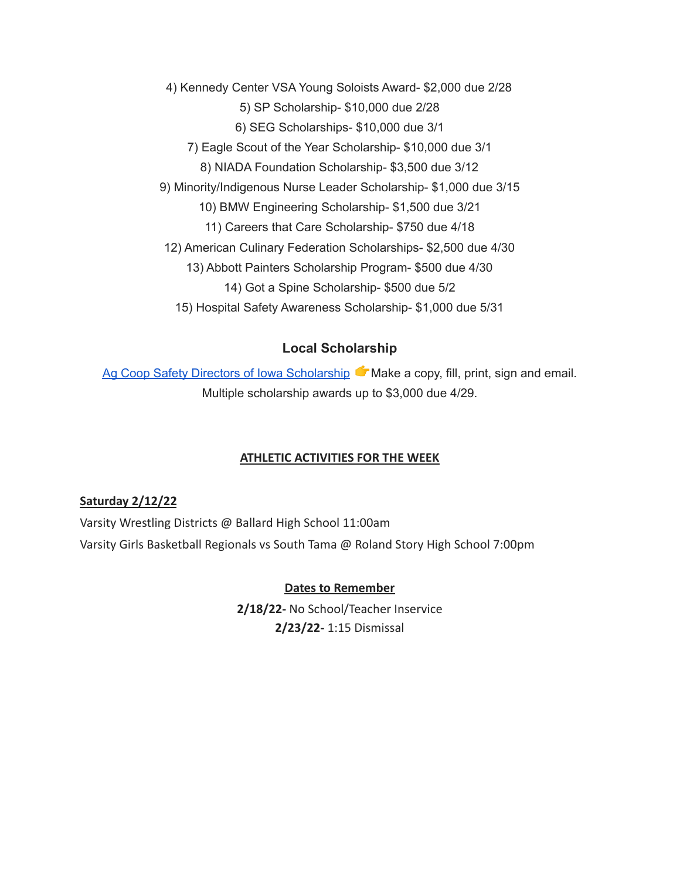4) Kennedy Center VSA Young Soloists Award- $2,000 due 2/28

5) SP Scholarship- $10,000 due 2/28

6) SEG Scholarships- $10,000 due 3/1

7) Eagle Scout of the Year Scholarship- $10,000 due 3/1

8) NIADA Foundation Scholarship- $3,500 due 3/12

9) Minority/Indigenous Nurse Leader Scholarship- $1,000 due 3/15

10) BMW Engineering Scholarship- $1,500 due 3/21

11) Careers that Care Scholarship- $750 due 4/18

12) American Culinary Federation Scholarships- $2,500 due 4/30

13) Abbott Painters Scholarship Program- $500 due 4/30

14) Got a Spine Scholarship- $500 due 5/2

15) Hospital Safety Awareness Scholarship- $1,000 due 5/31

### Local Scholarship

Ag Coop Safety Directors of Iowa Scholarship 👉Make a copy, fill, print, sign and email.
Multiple scholarship awards up to $3,000 due 4/29.

## ATHLETIC ACTIVITIES FOR THE WEEK

**Saturday 2/12/22**

Varsity Wrestling Districts @ Ballard High School 11:00am

Varsity Girls Basketball Regionals vs South Tama @ Roland Story High School 7:00pm

**Dates to Remember**

**2/18/22-** No School/Teacher Inservice

**2/23/22-** 1:15 Dismissal